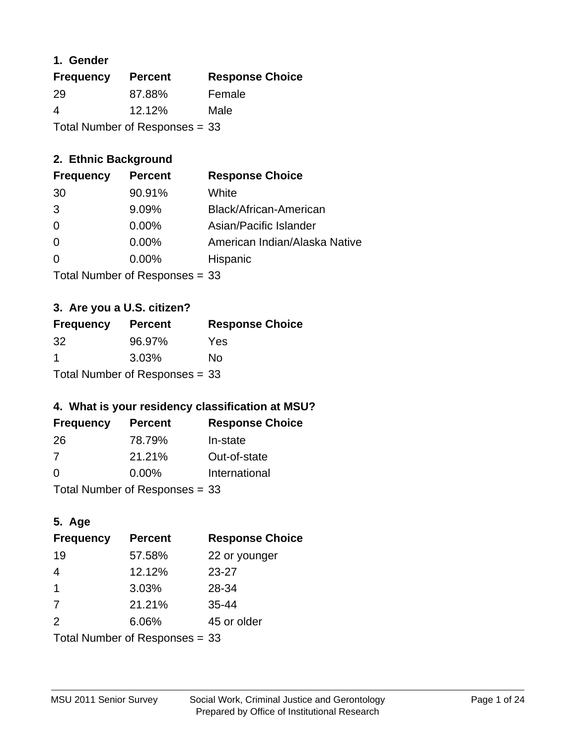### 1. Gender

| Frequency | Percent | Response Choice |
|---|---|---|
| 29 | 87.88% | Female |
| 4 | 12.12% | Male |

Total Number of Responses = 33

### 2. Ethnic Background

| Frequency | Percent | Response Choice |
|---|---|---|
| 30 | 90.91% | White |
| 3 | 9.09% | Black/African-American |
| 0 | 0.00% | Asian/Pacific Islander |
| 0 | 0.00% | American Indian/Alaska Native |
| 0 | 0.00% | Hispanic |

Total Number of Responses = 33

### 3. Are you a U.S. citizen?

| Frequency | Percent | Response Choice |
|---|---|---|
| 32 | 96.97% | Yes |
| 1 | 3.03% | No |

Total Number of Responses = 33

### 4. What is your residency classification at MSU?

| Frequency | Percent | Response Choice |
|---|---|---|
| 26 | 78.79% | In-state |
| 7 | 21.21% | Out-of-state |
| 0 | 0.00% | International |

Total Number of Responses = 33

### 5. Age

| Frequency | Percent | Response Choice |
|---|---|---|
| 19 | 57.58% | 22 or younger |
| 4 | 12.12% | 23-27 |
| 1 | 3.03% | 28-34 |
| 7 | 21.21% | 35-44 |
| 2 | 6.06% | 45 or older |

Total Number of Responses = 33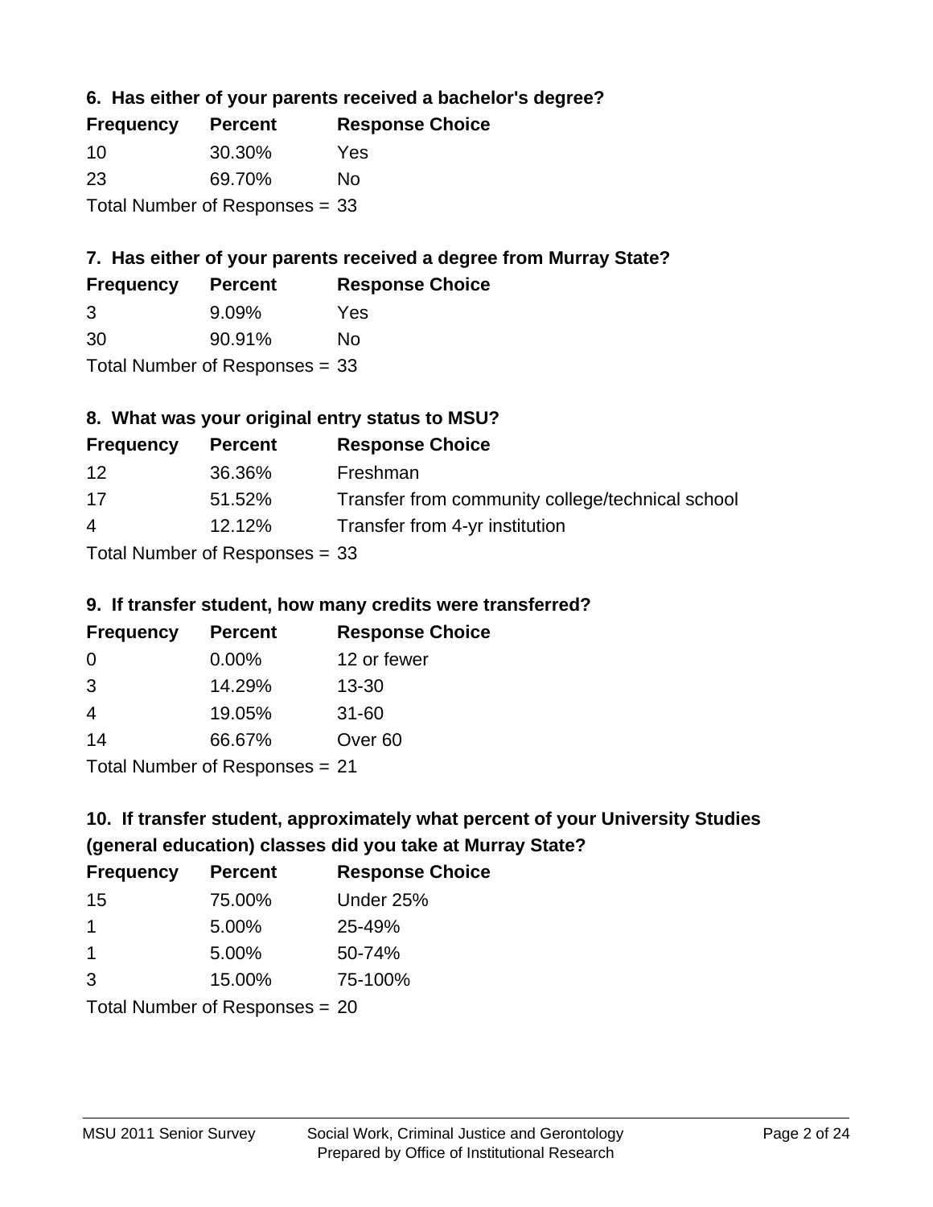### 6. Has either of your parents received a bachelor's degree?

| Frequency | Percent | Response Choice |
| --- | --- | --- |
| 10 | 30.30% | Yes |
| 23 | 69.70% | No |

Total Number of Responses = 33

### 7. Has either of your parents received a degree from Murray State?

| Frequency | Percent | Response Choice |
| --- | --- | --- |
| 3 | 9.09% | Yes |
| 30 | 90.91% | No |

Total Number of Responses = 33

### 8. What was your original entry status to MSU?

| Frequency | Percent | Response Choice |
| --- | --- | --- |
| 12 | 36.36% | Freshman |
| 17 | 51.52% | Transfer from community college/technical school |
| 4 | 12.12% | Transfer from 4-yr institution |

Total Number of Responses = 33

### 9. If transfer student, how many credits were transferred?

| Frequency | Percent | Response Choice |
| --- | --- | --- |
| 0 | 0.00% | 12 or fewer |
| 3 | 14.29% | 13-30 |
| 4 | 19.05% | 31-60 |
| 14 | 66.67% | Over 60 |

Total Number of Responses = 21

### 10. If transfer student, approximately what percent of your University Studies (general education) classes did you take at Murray State?

| Frequency | Percent | Response Choice |
| --- | --- | --- |
| 15 | 75.00% | Under 25% |
| 1 | 5.00% | 25-49% |
| 1 | 5.00% | 50-74% |
| 3 | 15.00% | 75-100% |

Total Number of Responses = 20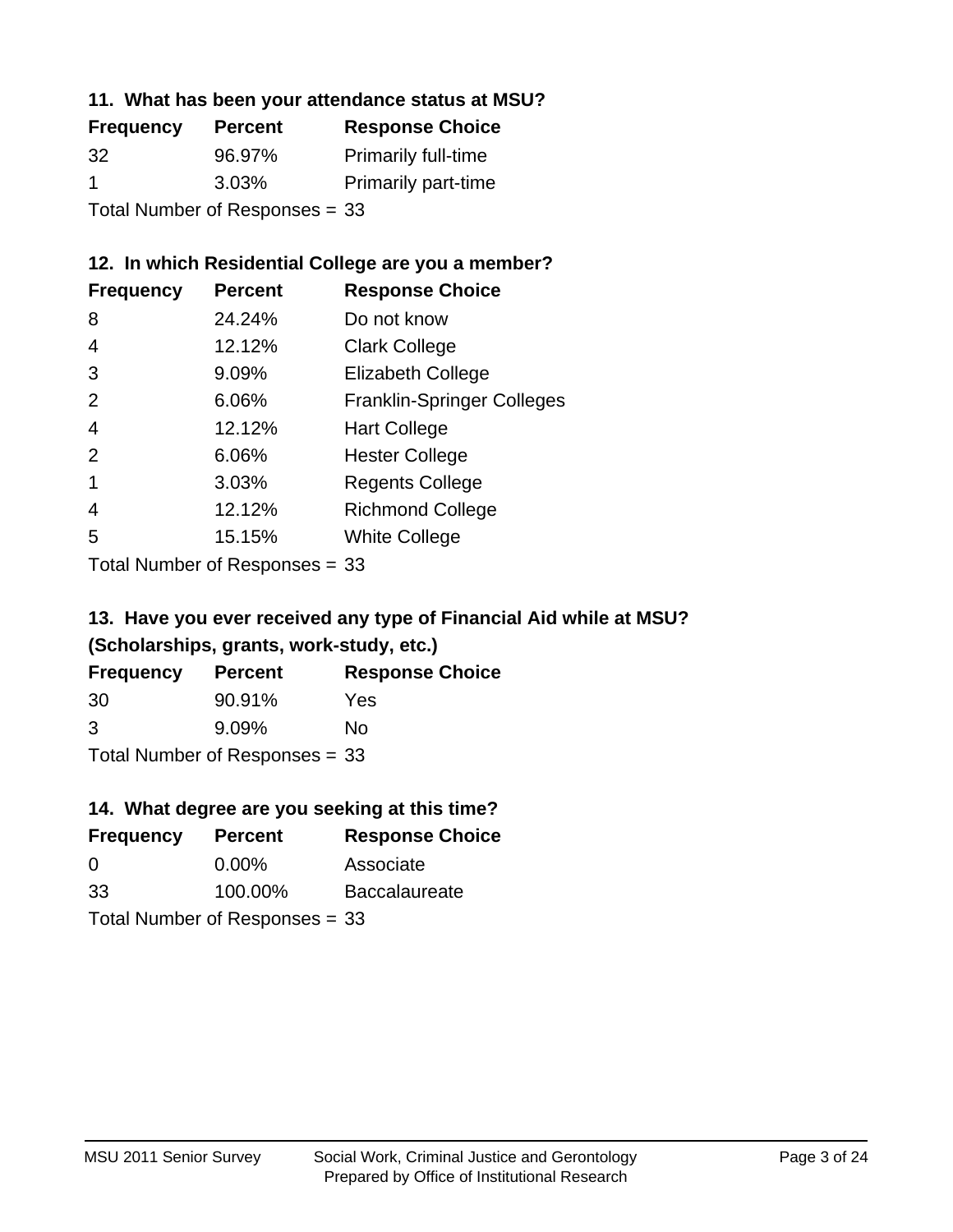### 11. What has been your attendance status at MSU?

| Frequency | Percent | Response Choice |
|---|---|---|
| 32 | 96.97% | Primarily full-time |
| 1 | 3.03% | Primarily part-time |

Total Number of Responses = 33

### 12. In which Residential College are you a member?

| Frequency | Percent | Response Choice |
|---|---|---|
| 8 | 24.24% | Do not know |
| 4 | 12.12% | Clark College |
| 3 | 9.09% | Elizabeth College |
| 2 | 6.06% | Franklin-Springer Colleges |
| 4 | 12.12% | Hart College |
| 2 | 6.06% | Hester College |
| 1 | 3.03% | Regents College |
| 4 | 12.12% | Richmond College |
| 5 | 15.15% | White College |

Total Number of Responses = 33

### 13. Have you ever received any type of Financial Aid while at MSU? (Scholarships, grants, work-study, etc.)

| Frequency | Percent | Response Choice |
|---|---|---|
| 30 | 90.91% | Yes |
| 3 | 9.09% | No |

Total Number of Responses = 33

### 14. What degree are you seeking at this time?

| Frequency | Percent | Response Choice |
|---|---|---|
| 0 | 0.00% | Associate |
| 33 | 100.00% | Baccalaureate |

Total Number of Responses = 33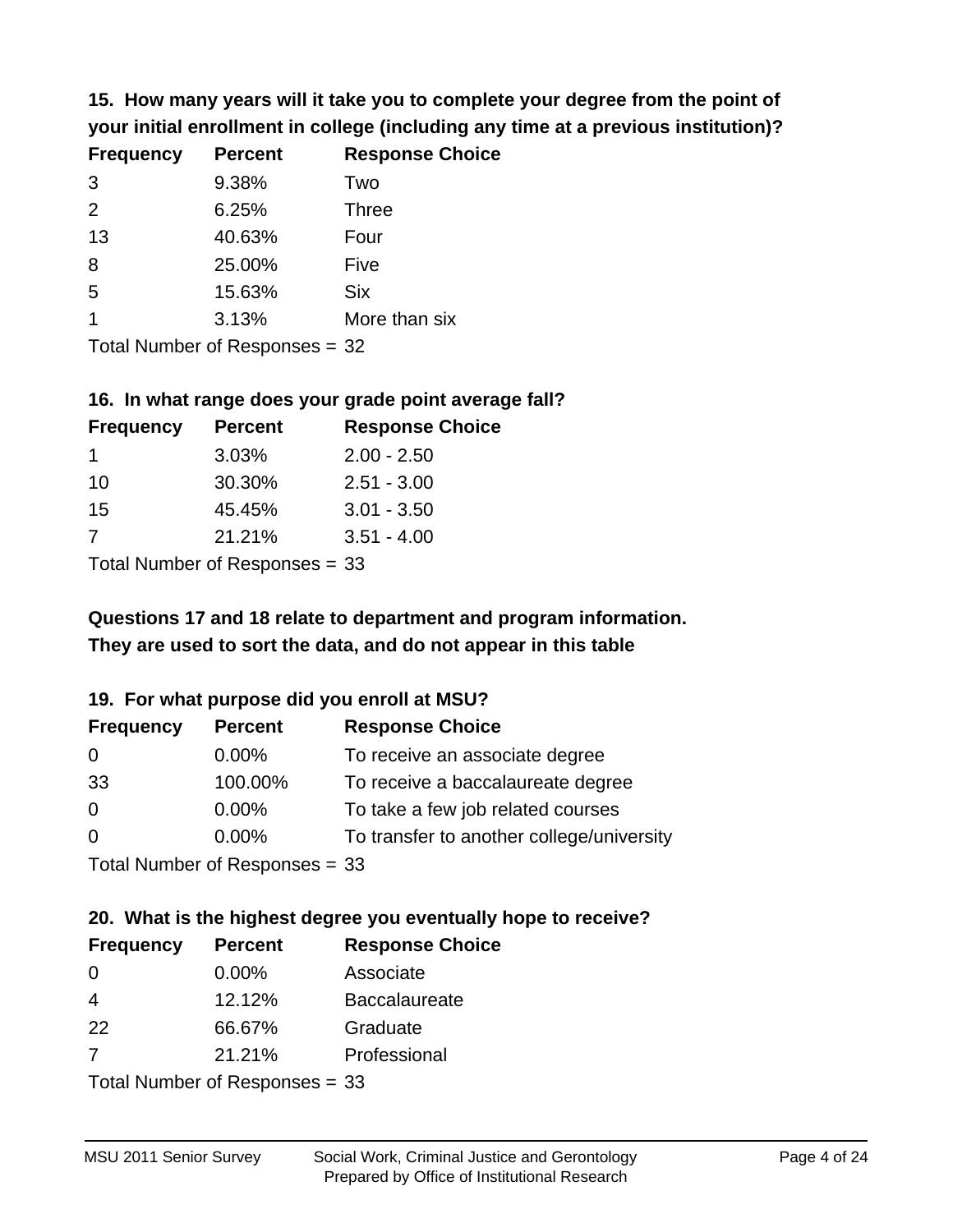**15. How many years will it take you to complete your degree from the point of your initial enrollment in college (including any time at a previous institution)?**

| Frequency | Percent | Response Choice |
|---|---|---|
| 3 | 9.38% | Two |
| 2 | 6.25% | Three |
| 13 | 40.63% | Four |
| 8 | 25.00% | Five |
| 5 | 15.63% | Six |
| 1 | 3.13% | More than six |

Total Number of Responses = 32

**16. In what range does your grade point average fall?**

| Frequency | Percent | Response Choice |
|---|---|---|
| 1 | 3.03% | 2.00 - 2.50 |
| 10 | 30.30% | 2.51 - 3.00 |
| 15 | 45.45% | 3.01 - 3.50 |
| 7 | 21.21% | 3.51 - 4.00 |

Total Number of Responses = 33

**Questions 17 and 18 relate to department and program information. They are used to sort the data, and do not appear in this table**

**19. For what purpose did you enroll at MSU?**

| Frequency | Percent | Response Choice |
|---|---|---|
| 0 | 0.00% | To receive an associate degree |
| 33 | 100.00% | To receive a baccalaureate degree |
| 0 | 0.00% | To take a few job related courses |
| 0 | 0.00% | To transfer to another college/university |

Total Number of Responses = 33

**20. What is the highest degree you eventually hope to receive?**

| Frequency | Percent | Response Choice |
|---|---|---|
| 0 | 0.00% | Associate |
| 4 | 12.12% | Baccalaureate |
| 22 | 66.67% | Graduate |
| 7 | 21.21% | Professional |

Total Number of Responses = 33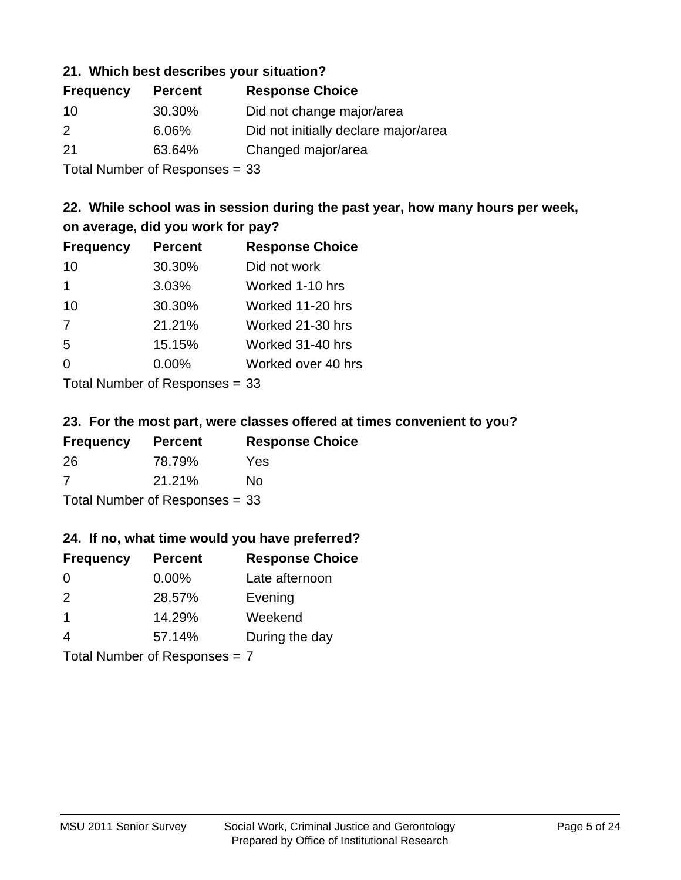### 21. Which best describes your situation?

| Frequency | Percent | Response Choice |
|---|---|---|
| 10 | 30.30% | Did not change major/area |
| 2 | 6.06% | Did not initially declare major/area |
| 21 | 63.64% | Changed major/area |

Total Number of Responses = 33

### 22. While school was in session during the past year, how many hours per week, on average, did you work for pay?

| Frequency | Percent | Response Choice |
|---|---|---|
| 10 | 30.30% | Did not work |
| 1 | 3.03% | Worked 1-10 hrs |
| 10 | 30.30% | Worked 11-20 hrs |
| 7 | 21.21% | Worked 21-30 hrs |
| 5 | 15.15% | Worked 31-40 hrs |
| 0 | 0.00% | Worked over 40 hrs |

Total Number of Responses = 33

### 23. For the most part, were classes offered at times convenient to you?

| Frequency | Percent | Response Choice |
|---|---|---|
| 26 | 78.79% | Yes |
| 7 | 21.21% | No |

Total Number of Responses = 33

### 24. If no, what time would you have preferred?

| Frequency | Percent | Response Choice |
|---|---|---|
| 0 | 0.00% | Late afternoon |
| 2 | 28.57% | Evening |
| 1 | 14.29% | Weekend |
| 4 | 57.14% | During the day |

Total Number of Responses = 7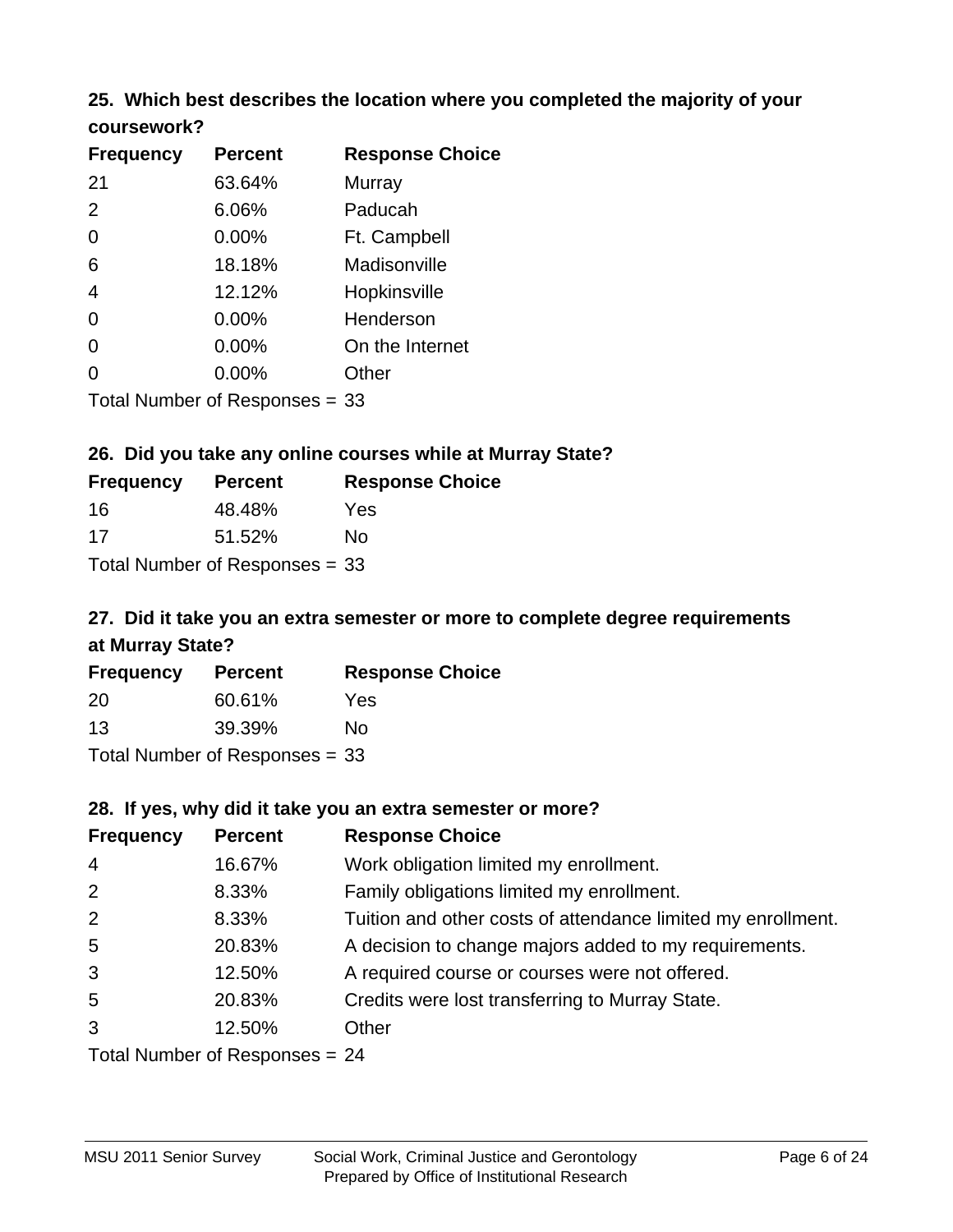### 25. Which best describes the location where you completed the majority of your coursework?

| Frequency | Percent | Response Choice |
|---|---|---|
| 21 | 63.64% | Murray |
| 2 | 6.06% | Paducah |
| 0 | 0.00% | Ft. Campbell |
| 6 | 18.18% | Madisonville |
| 4 | 12.12% | Hopkinsville |
| 0 | 0.00% | Henderson |
| 0 | 0.00% | On the Internet |
| 0 | 0.00% | Other |

Total Number of Responses = 33

### 26. Did you take any online courses while at Murray State?

| Frequency | Percent | Response Choice |
|---|---|---|
| 16 | 48.48% | Yes |
| 17 | 51.52% | No |

Total Number of Responses = 33

### 27. Did it take you an extra semester or more to complete degree requirements at Murray State?

| Frequency | Percent | Response Choice |
|---|---|---|
| 20 | 60.61% | Yes |
| 13 | 39.39% | No |

Total Number of Responses = 33

### 28. If yes, why did it take you an extra semester or more?

| Frequency | Percent | Response Choice |
|---|---|---|
| 4 | 16.67% | Work obligation limited my enrollment. |
| 2 | 8.33% | Family obligations limited my enrollment. |
| 2 | 8.33% | Tuition and other costs of attendance limited my enrollment. |
| 5 | 20.83% | A decision to change majors added to my requirements. |
| 3 | 12.50% | A required course or courses were not offered. |
| 5 | 20.83% | Credits were lost transferring to Murray State. |
| 3 | 12.50% | Other |

Total Number of Responses = 24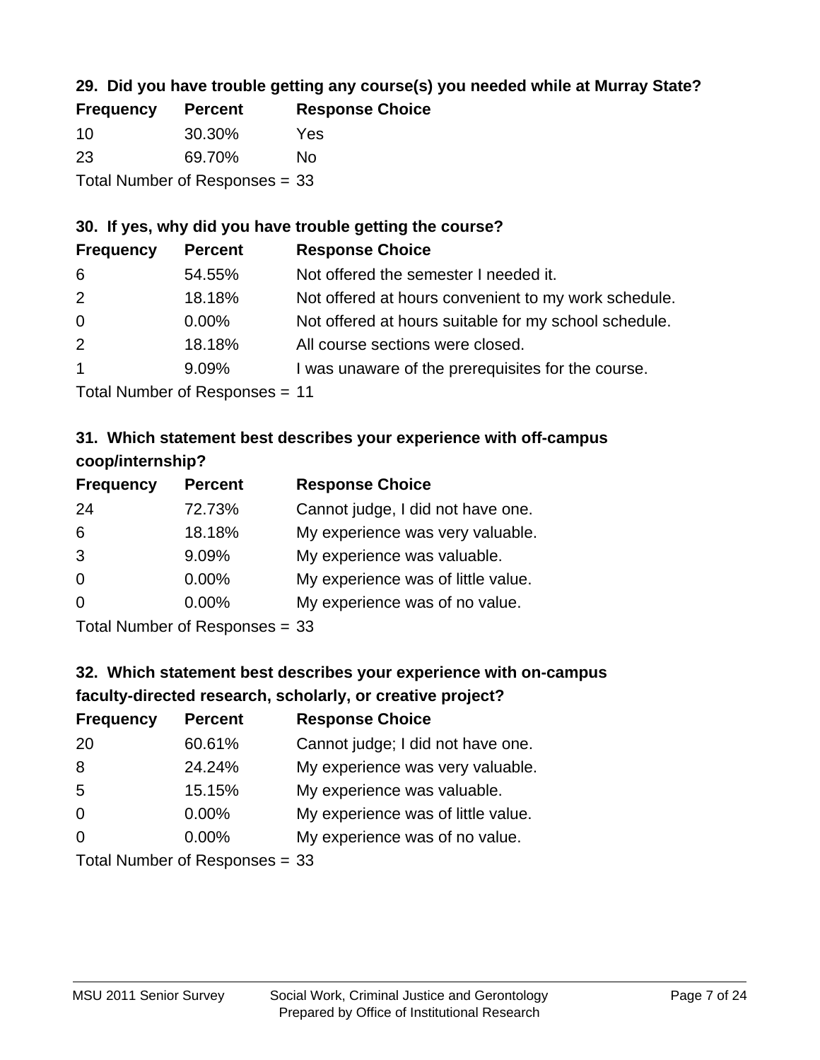### 29. Did you have trouble getting any course(s) you needed while at Murray State?

| Frequency | Percent | Response Choice |
|---|---|---|
| 10 | 30.30% | Yes |
| 23 | 69.70% | No |

Total Number of Responses = 33

### 30. If yes, why did you have trouble getting the course?

| Frequency | Percent | Response Choice |
|---|---|---|
| 6 | 54.55% | Not offered the semester I needed it. |
| 2 | 18.18% | Not offered at hours convenient to my work schedule. |
| 0 | 0.00% | Not offered at hours suitable for my school schedule. |
| 2 | 18.18% | All course sections were closed. |
| 1 | 9.09% | I was unaware of the prerequisites for the course. |

Total Number of Responses = 11

### 31. Which statement best describes your experience with off-campus coop/internship?

| Frequency | Percent | Response Choice |
|---|---|---|
| 24 | 72.73% | Cannot judge, I did not have one. |
| 6 | 18.18% | My experience was very valuable. |
| 3 | 9.09% | My experience was valuable. |
| 0 | 0.00% | My experience was of little value. |
| 0 | 0.00% | My experience was of no value. |

Total Number of Responses = 33

### 32. Which statement best describes your experience with on-campus faculty-directed research, scholarly, or creative project?

| Frequency | Percent | Response Choice |
|---|---|---|
| 20 | 60.61% | Cannot judge; I did not have one. |
| 8 | 24.24% | My experience was very valuable. |
| 5 | 15.15% | My experience was valuable. |
| 0 | 0.00% | My experience was of little value. |
| 0 | 0.00% | My experience was of no value. |

Total Number of Responses = 33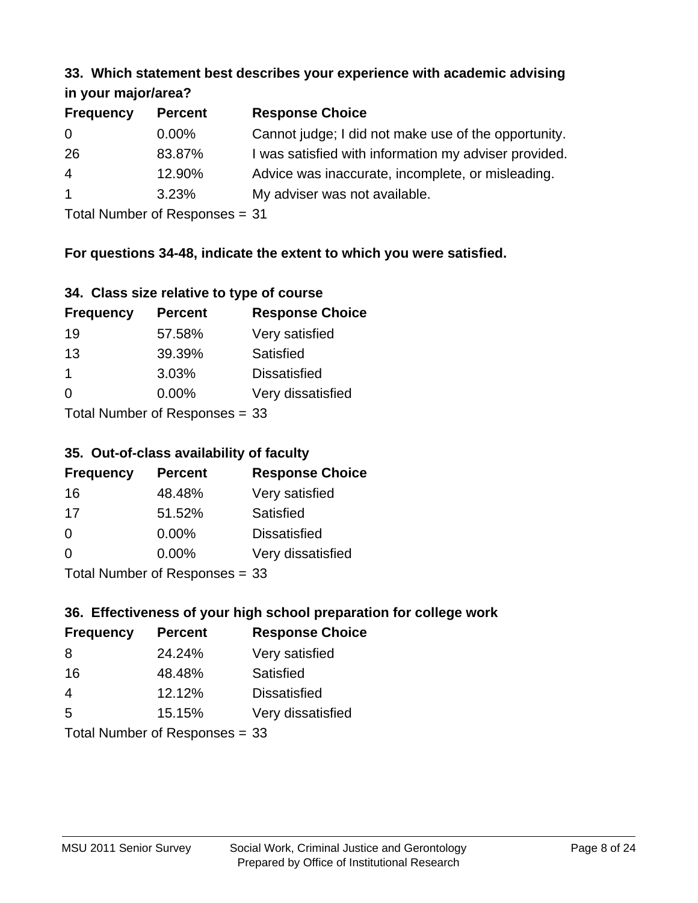### 33. Which statement best describes your experience with academic advising in your major/area?

| Frequency | Percent | Response Choice |
|---|---|---|
| 0 | 0.00% | Cannot judge; I did not make use of the opportunity. |
| 26 | 83.87% | I was satisfied with information my adviser provided. |
| 4 | 12.90% | Advice was inaccurate, incomplete, or misleading. |
| 1 | 3.23% | My adviser was not available. |

Total Number of Responses = 31

**For questions 34-48, indicate the extent to which you were satisfied.**

### 34. Class size relative to type of course

| Frequency | Percent | Response Choice |
|---|---|---|
| 19 | 57.58% | Very satisfied |
| 13 | 39.39% | Satisfied |
| 1 | 3.03% | Dissatisfied |
| 0 | 0.00% | Very dissatisfied |

Total Number of Responses = 33

### 35. Out-of-class availability of faculty

| Frequency | Percent | Response Choice |
|---|---|---|
| 16 | 48.48% | Very satisfied |
| 17 | 51.52% | Satisfied |
| 0 | 0.00% | Dissatisfied |
| 0 | 0.00% | Very dissatisfied |

Total Number of Responses = 33

### 36. Effectiveness of your high school preparation for college work

| Frequency | Percent | Response Choice |
|---|---|---|
| 8 | 24.24% | Very satisfied |
| 16 | 48.48% | Satisfied |
| 4 | 12.12% | Dissatisfied |
| 5 | 15.15% | Very dissatisfied |

Total Number of Responses = 33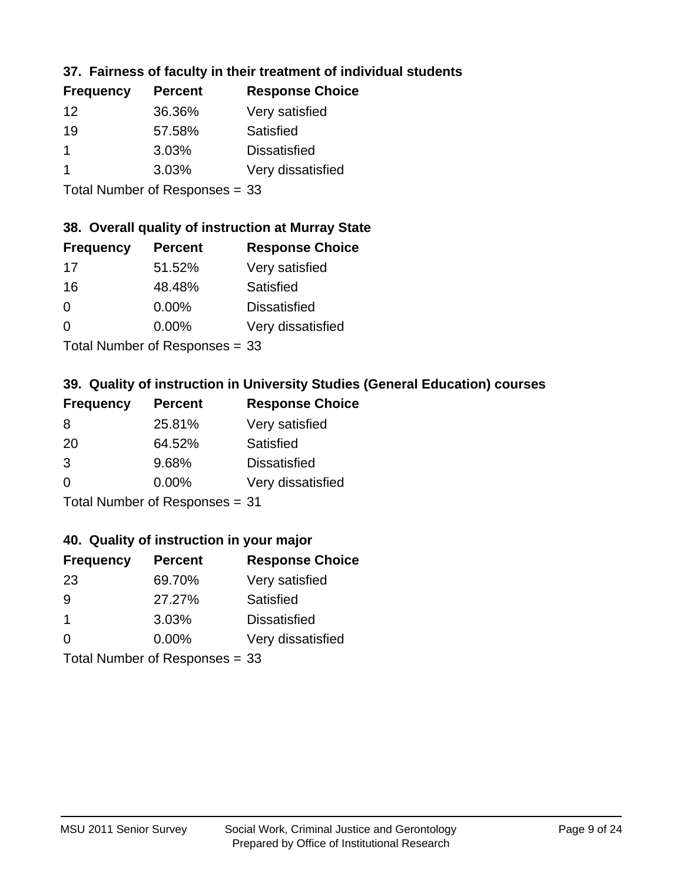### 37. Fairness of faculty in their treatment of individual students

| Frequency | Percent | Response Choice |
|---|---|---|
| 12 | 36.36% | Very satisfied |
| 19 | 57.58% | Satisfied |
| 1 | 3.03% | Dissatisfied |
| 1 | 3.03% | Very dissatisfied |

Total Number of Responses = 33

### 38. Overall quality of instruction at Murray State

| Frequency | Percent | Response Choice |
|---|---|---|
| 17 | 51.52% | Very satisfied |
| 16 | 48.48% | Satisfied |
| 0 | 0.00% | Dissatisfied |
| 0 | 0.00% | Very dissatisfied |

Total Number of Responses = 33

### 39. Quality of instruction in University Studies (General Education) courses

| Frequency | Percent | Response Choice |
|---|---|---|
| 8 | 25.81% | Very satisfied |
| 20 | 64.52% | Satisfied |
| 3 | 9.68% | Dissatisfied |
| 0 | 0.00% | Very dissatisfied |

Total Number of Responses = 31

### 40. Quality of instruction in your major

| Frequency | Percent | Response Choice |
|---|---|---|
| 23 | 69.70% | Very satisfied |
| 9 | 27.27% | Satisfied |
| 1 | 3.03% | Dissatisfied |
| 0 | 0.00% | Very dissatisfied |

Total Number of Responses = 33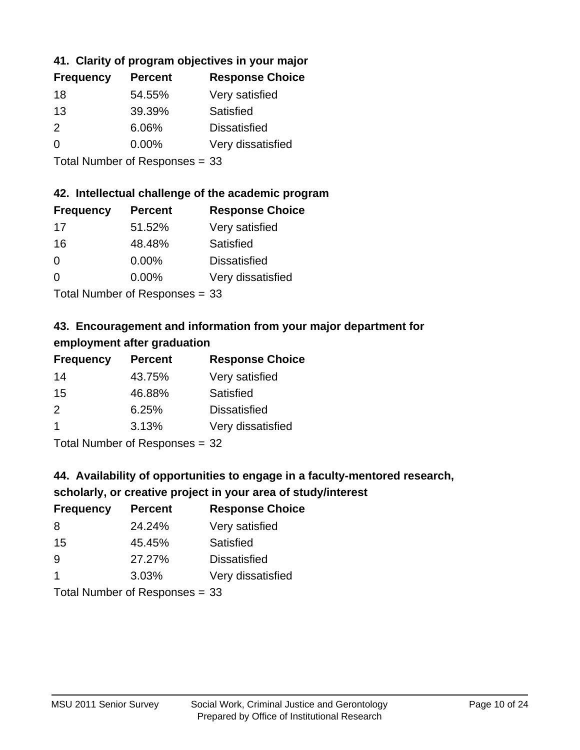### 41. Clarity of program objectives in your major

| Frequency | Percent | Response Choice |
|---|---|---|
| 18 | 54.55% | Very satisfied |
| 13 | 39.39% | Satisfied |
| 2 | 6.06% | Dissatisfied |
| 0 | 0.00% | Very dissatisfied |

Total Number of Responses = 33

### 42. Intellectual challenge of the academic program

| Frequency | Percent | Response Choice |
|---|---|---|
| 17 | 51.52% | Very satisfied |
| 16 | 48.48% | Satisfied |
| 0 | 0.00% | Dissatisfied |
| 0 | 0.00% | Very dissatisfied |

Total Number of Responses = 33

### 43. Encouragement and information from your major department for employment after graduation

| Frequency | Percent | Response Choice |
|---|---|---|
| 14 | 43.75% | Very satisfied |
| 15 | 46.88% | Satisfied |
| 2 | 6.25% | Dissatisfied |
| 1 | 3.13% | Very dissatisfied |

Total Number of Responses = 32

### 44. Availability of opportunities to engage in a faculty-mentored research, scholarly, or creative project in your area of study/interest

| Frequency | Percent | Response Choice |
|---|---|---|
| 8 | 24.24% | Very satisfied |
| 15 | 45.45% | Satisfied |
| 9 | 27.27% | Dissatisfied |
| 1 | 3.03% | Very dissatisfied |

Total Number of Responses = 33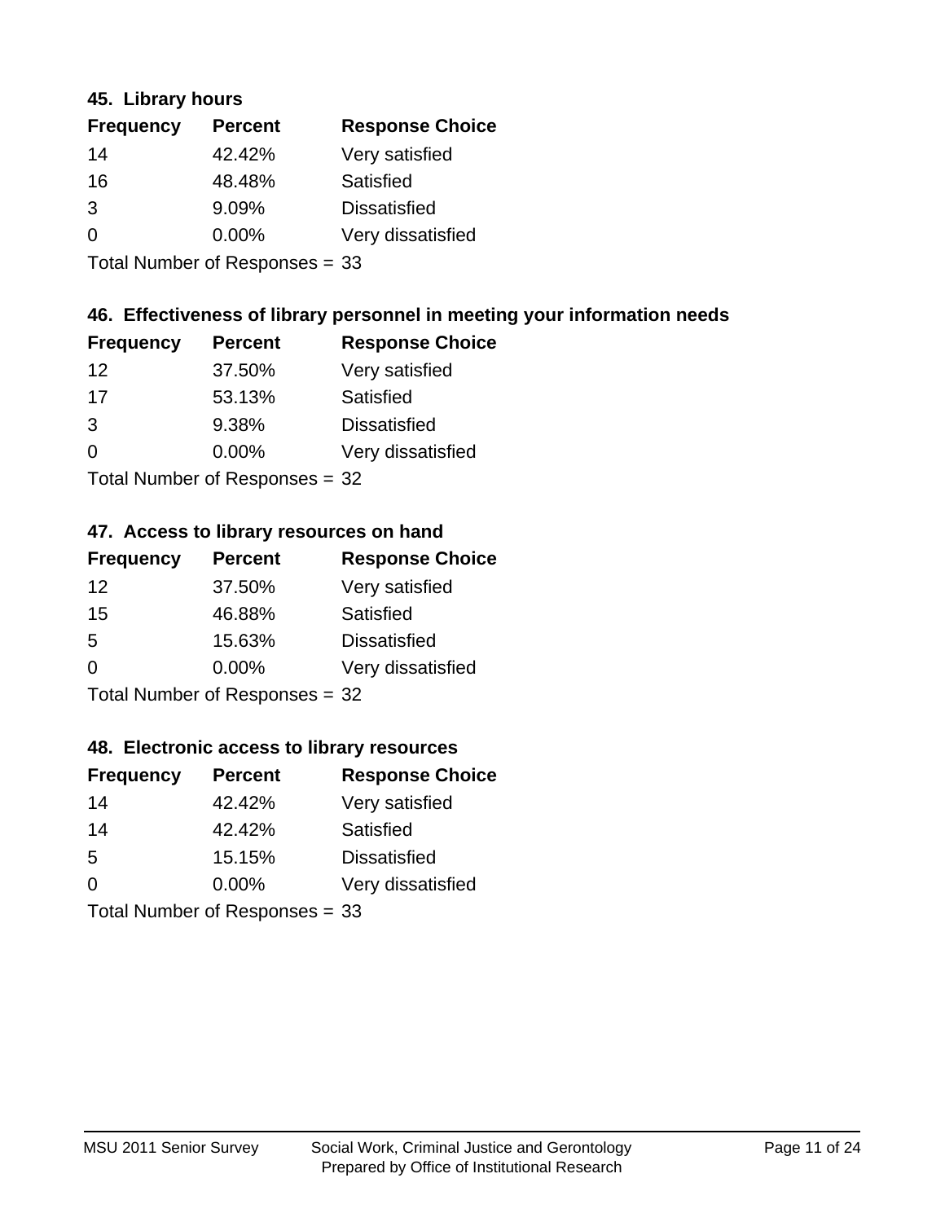### 45. Library hours

| Frequency | Percent | Response Choice |
|---|---|---|
| 14 | 42.42% | Very satisfied |
| 16 | 48.48% | Satisfied |
| 3 | 9.09% | Dissatisfied |
| 0 | 0.00% | Very dissatisfied |

Total Number of Responses = 33

### 46. Effectiveness of library personnel in meeting your information needs

| Frequency | Percent | Response Choice |
|---|---|---|
| 12 | 37.50% | Very satisfied |
| 17 | 53.13% | Satisfied |
| 3 | 9.38% | Dissatisfied |
| 0 | 0.00% | Very dissatisfied |

Total Number of Responses = 32

### 47. Access to library resources on hand

| Frequency | Percent | Response Choice |
|---|---|---|
| 12 | 37.50% | Very satisfied |
| 15 | 46.88% | Satisfied |
| 5 | 15.63% | Dissatisfied |
| 0 | 0.00% | Very dissatisfied |

Total Number of Responses = 32

### 48. Electronic access to library resources

| Frequency | Percent | Response Choice |
|---|---|---|
| 14 | 42.42% | Very satisfied |
| 14 | 42.42% | Satisfied |
| 5 | 15.15% | Dissatisfied |
| 0 | 0.00% | Very dissatisfied |

Total Number of Responses = 33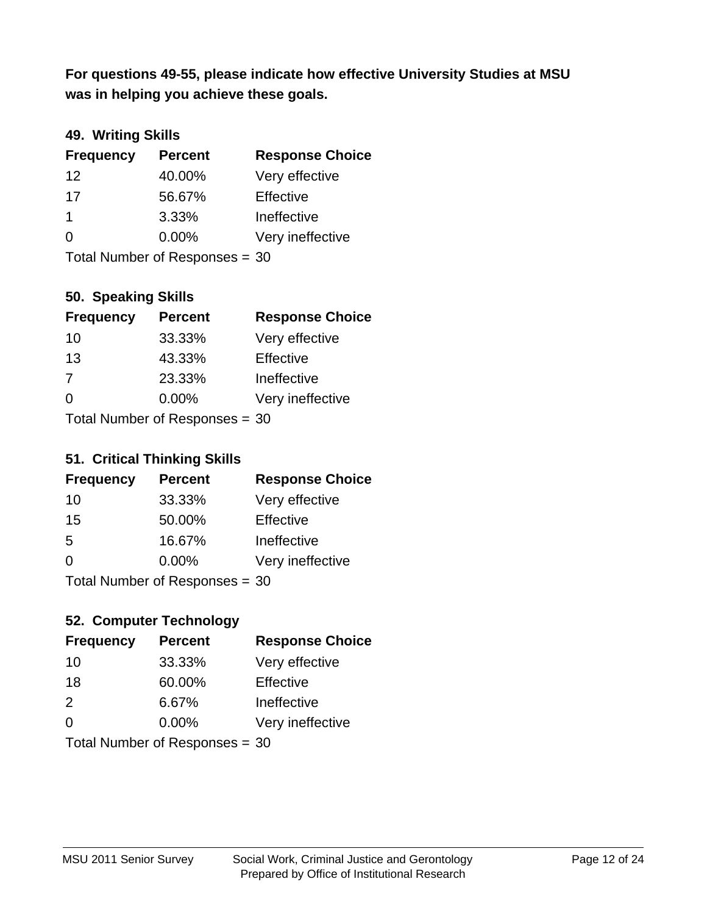**For questions 49-55, please indicate how effective University Studies at MSU was in helping you achieve these goals.**

### 49. Writing Skills

| Frequency | Percent | Response Choice |
|---|---|---|
| 12 | 40.00% | Very effective |
| 17 | 56.67% | Effective |
| 1 | 3.33% | Ineffective |
| 0 | 0.00% | Very ineffective |

Total Number of Responses = 30

### 50. Speaking Skills

| Frequency | Percent | Response Choice |
|---|---|---|
| 10 | 33.33% | Very effective |
| 13 | 43.33% | Effective |
| 7 | 23.33% | Ineffective |
| 0 | 0.00% | Very ineffective |

Total Number of Responses = 30

### 51. Critical Thinking Skills

| Frequency | Percent | Response Choice |
|---|---|---|
| 10 | 33.33% | Very effective |
| 15 | 50.00% | Effective |
| 5 | 16.67% | Ineffective |
| 0 | 0.00% | Very ineffective |

Total Number of Responses = 30

### 52. Computer Technology

| Frequency | Percent | Response Choice |
|---|---|---|
| 10 | 33.33% | Very effective |
| 18 | 60.00% | Effective |
| 2 | 6.67% | Ineffective |
| 0 | 0.00% | Very ineffective |

Total Number of Responses = 30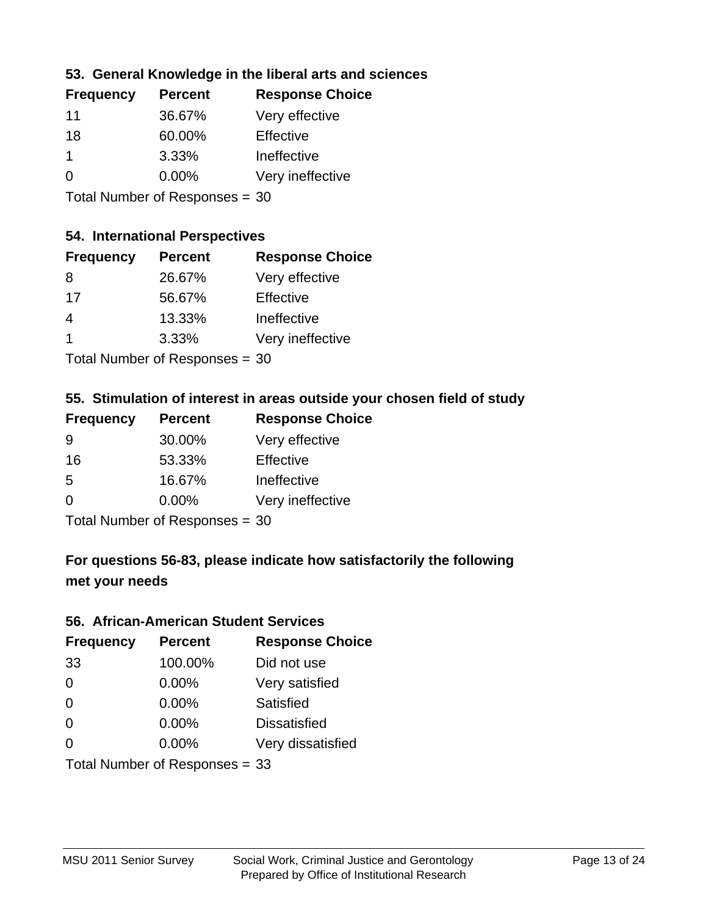### 53. General Knowledge in the liberal arts and sciences

| Frequency | Percent | Response Choice |
|---|---|---|
| 11 | 36.67% | Very effective |
| 18 | 60.00% | Effective |
| 1 | 3.33% | Ineffective |
| 0 | 0.00% | Very ineffective |

Total Number of Responses = 30

### 54. International Perspectives

| Frequency | Percent | Response Choice |
|---|---|---|
| 8 | 26.67% | Very effective |
| 17 | 56.67% | Effective |
| 4 | 13.33% | Ineffective |
| 1 | 3.33% | Very ineffective |

Total Number of Responses = 30

### 55. Stimulation of interest in areas outside your chosen field of study

| Frequency | Percent | Response Choice |
|---|---|---|
| 9 | 30.00% | Very effective |
| 16 | 53.33% | Effective |
| 5 | 16.67% | Ineffective |
| 0 | 0.00% | Very ineffective |

Total Number of Responses = 30

## For questions 56-83, please indicate how satisfactorily the following met your needs

### 56. African-American Student Services

| Frequency | Percent | Response Choice |
|---|---|---|
| 33 | 100.00% | Did not use |
| 0 | 0.00% | Very satisfied |
| 0 | 0.00% | Satisfied |
| 0 | 0.00% | Dissatisfied |
| 0 | 0.00% | Very dissatisfied |

Total Number of Responses = 33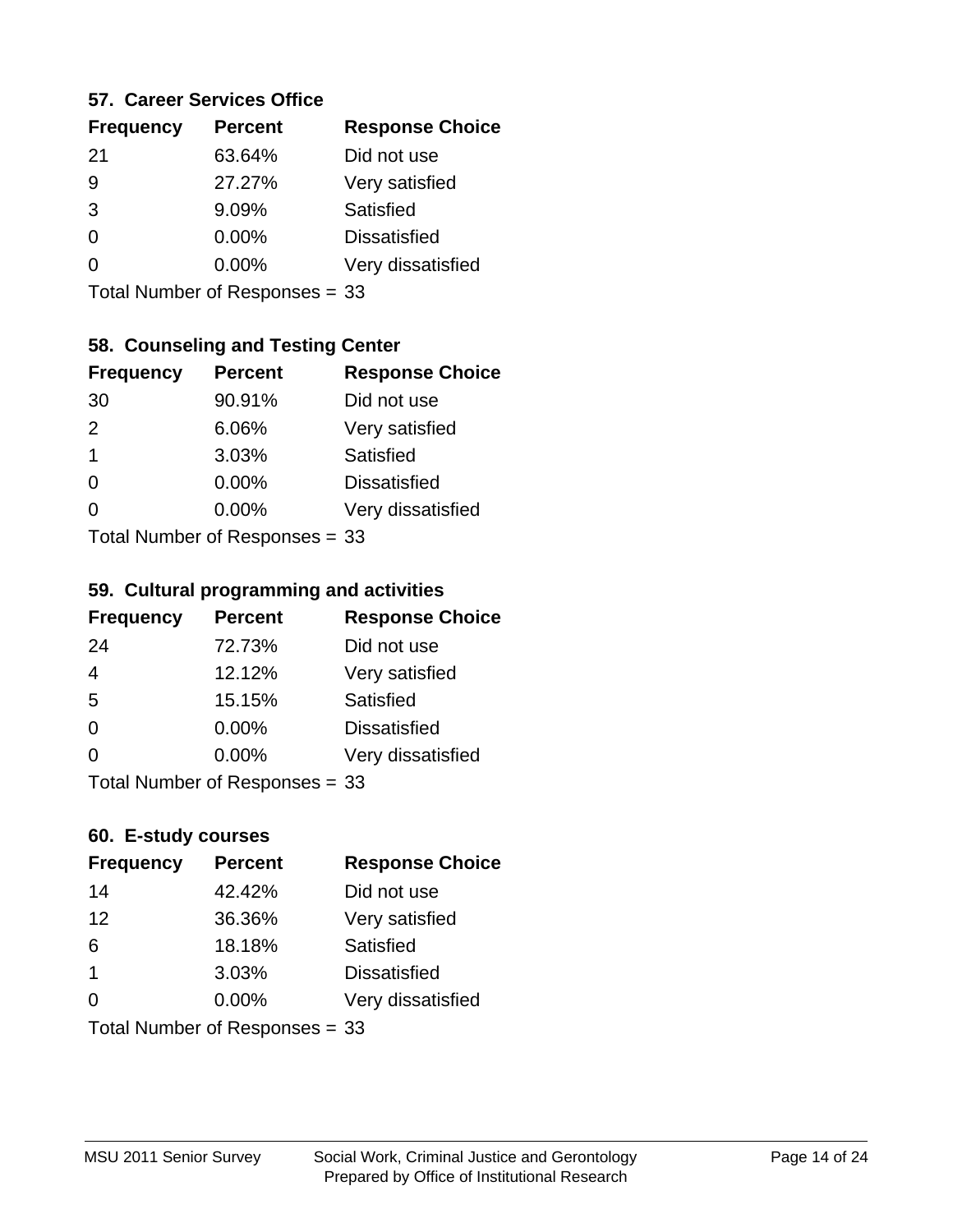### 57. Career Services Office

| Frequency | Percent | Response Choice |
|---|---|---|
| 21 | 63.64% | Did not use |
| 9 | 27.27% | Very satisfied |
| 3 | 9.09% | Satisfied |
| 0 | 0.00% | Dissatisfied |
| 0 | 0.00% | Very dissatisfied |

Total Number of Responses = 33

### 58. Counseling and Testing Center

| Frequency | Percent | Response Choice |
|---|---|---|
| 30 | 90.91% | Did not use |
| 2 | 6.06% | Very satisfied |
| 1 | 3.03% | Satisfied |
| 0 | 0.00% | Dissatisfied |
| 0 | 0.00% | Very dissatisfied |

Total Number of Responses = 33

### 59. Cultural programming and activities

| Frequency | Percent | Response Choice |
|---|---|---|
| 24 | 72.73% | Did not use |
| 4 | 12.12% | Very satisfied |
| 5 | 15.15% | Satisfied |
| 0 | 0.00% | Dissatisfied |
| 0 | 0.00% | Very dissatisfied |

Total Number of Responses = 33

### 60. E-study courses

| Frequency | Percent | Response Choice |
|---|---|---|
| 14 | 42.42% | Did not use |
| 12 | 36.36% | Very satisfied |
| 6 | 18.18% | Satisfied |
| 1 | 3.03% | Dissatisfied |
| 0 | 0.00% | Very dissatisfied |

Total Number of Responses = 33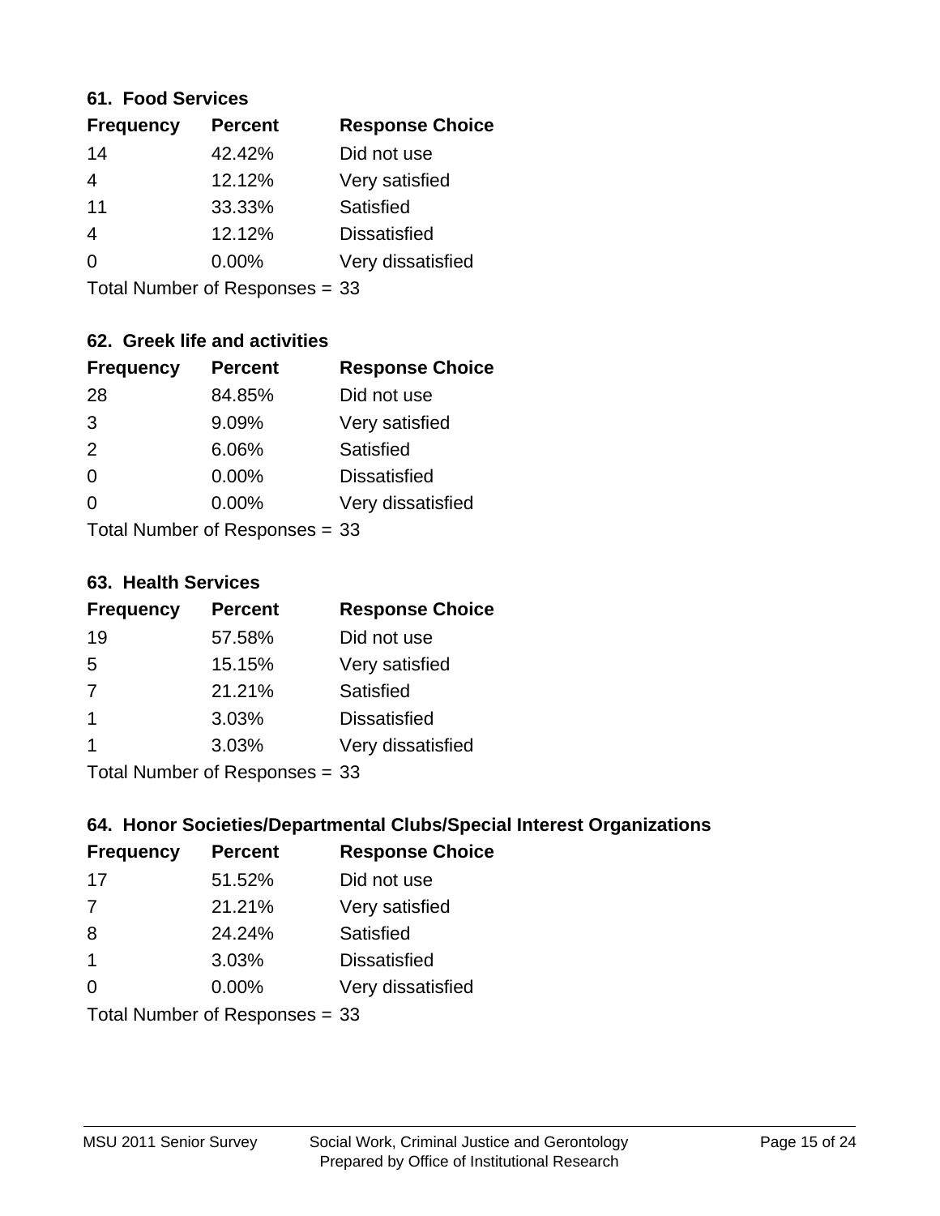### 61. Food Services

| Frequency | Percent | Response Choice |
|---|---|---|
| 14 | 42.42% | Did not use |
| 4 | 12.12% | Very satisfied |
| 11 | 33.33% | Satisfied |
| 4 | 12.12% | Dissatisfied |
| 0 | 0.00% | Very dissatisfied |

Total Number of Responses = 33

### 62. Greek life and activities

| Frequency | Percent | Response Choice |
|---|---|---|
| 28 | 84.85% | Did not use |
| 3 | 9.09% | Very satisfied |
| 2 | 6.06% | Satisfied |
| 0 | 0.00% | Dissatisfied |
| 0 | 0.00% | Very dissatisfied |

Total Number of Responses = 33

### 63. Health Services

| Frequency | Percent | Response Choice |
|---|---|---|
| 19 | 57.58% | Did not use |
| 5 | 15.15% | Very satisfied |
| 7 | 21.21% | Satisfied |
| 1 | 3.03% | Dissatisfied |
| 1 | 3.03% | Very dissatisfied |

Total Number of Responses = 33

### 64. Honor Societies/Departmental Clubs/Special Interest Organizations

| Frequency | Percent | Response Choice |
|---|---|---|
| 17 | 51.52% | Did not use |
| 7 | 21.21% | Very satisfied |
| 8 | 24.24% | Satisfied |
| 1 | 3.03% | Dissatisfied |
| 0 | 0.00% | Very dissatisfied |

Total Number of Responses = 33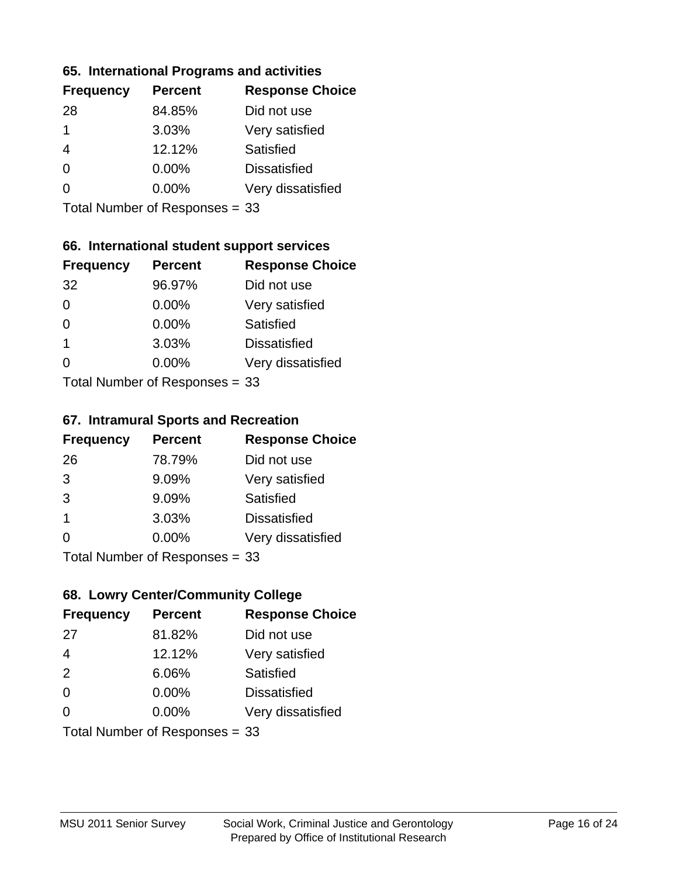## 65. International Programs and activities

| Frequency | Percent | Response Choice |
|---|---|---|
| 28 | 84.85% | Did not use |
| 1 | 3.03% | Very satisfied |
| 4 | 12.12% | Satisfied |
| 0 | 0.00% | Dissatisfied |
| 0 | 0.00% | Very dissatisfied |

Total Number of Responses = 33

## 66. International student support services

| Frequency | Percent | Response Choice |
|---|---|---|
| 32 | 96.97% | Did not use |
| 0 | 0.00% | Very satisfied |
| 0 | 0.00% | Satisfied |
| 1 | 3.03% | Dissatisfied |
| 0 | 0.00% | Very dissatisfied |

Total Number of Responses = 33

## 67. Intramural Sports and Recreation

| Frequency | Percent | Response Choice |
|---|---|---|
| 26 | 78.79% | Did not use |
| 3 | 9.09% | Very satisfied |
| 3 | 9.09% | Satisfied |
| 1 | 3.03% | Dissatisfied |
| 0 | 0.00% | Very dissatisfied |

Total Number of Responses = 33

## 68. Lowry Center/Community College

| Frequency | Percent | Response Choice |
|---|---|---|
| 27 | 81.82% | Did not use |
| 4 | 12.12% | Very satisfied |
| 2 | 6.06% | Satisfied |
| 0 | 0.00% | Dissatisfied |
| 0 | 0.00% | Very dissatisfied |

Total Number of Responses = 33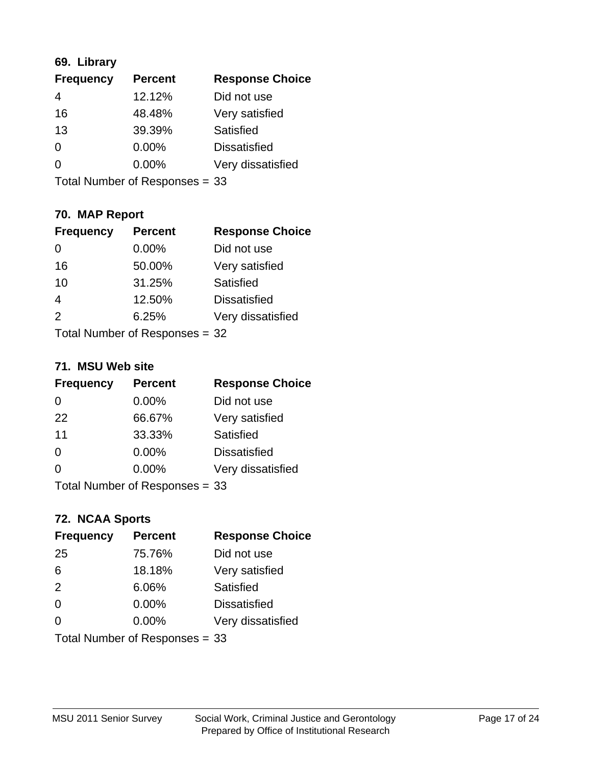### 69. Library

| Frequency | Percent | Response Choice |
|---|---|---|
| 4 | 12.12% | Did not use |
| 16 | 48.48% | Very satisfied |
| 13 | 39.39% | Satisfied |
| 0 | 0.00% | Dissatisfied |
| 0 | 0.00% | Very dissatisfied |

Total Number of Responses = 33

### 70. MAP Report

| Frequency | Percent | Response Choice |
|---|---|---|
| 0 | 0.00% | Did not use |
| 16 | 50.00% | Very satisfied |
| 10 | 31.25% | Satisfied |
| 4 | 12.50% | Dissatisfied |
| 2 | 6.25% | Very dissatisfied |

Total Number of Responses = 32

### 71. MSU Web site

| Frequency | Percent | Response Choice |
|---|---|---|
| 0 | 0.00% | Did not use |
| 22 | 66.67% | Very satisfied |
| 11 | 33.33% | Satisfied |
| 0 | 0.00% | Dissatisfied |
| 0 | 0.00% | Very dissatisfied |

Total Number of Responses = 33

### 72. NCAA Sports

| Frequency | Percent | Response Choice |
|---|---|---|
| 25 | 75.76% | Did not use |
| 6 | 18.18% | Very satisfied |
| 2 | 6.06% | Satisfied |
| 0 | 0.00% | Dissatisfied |
| 0 | 0.00% | Very dissatisfied |

Total Number of Responses = 33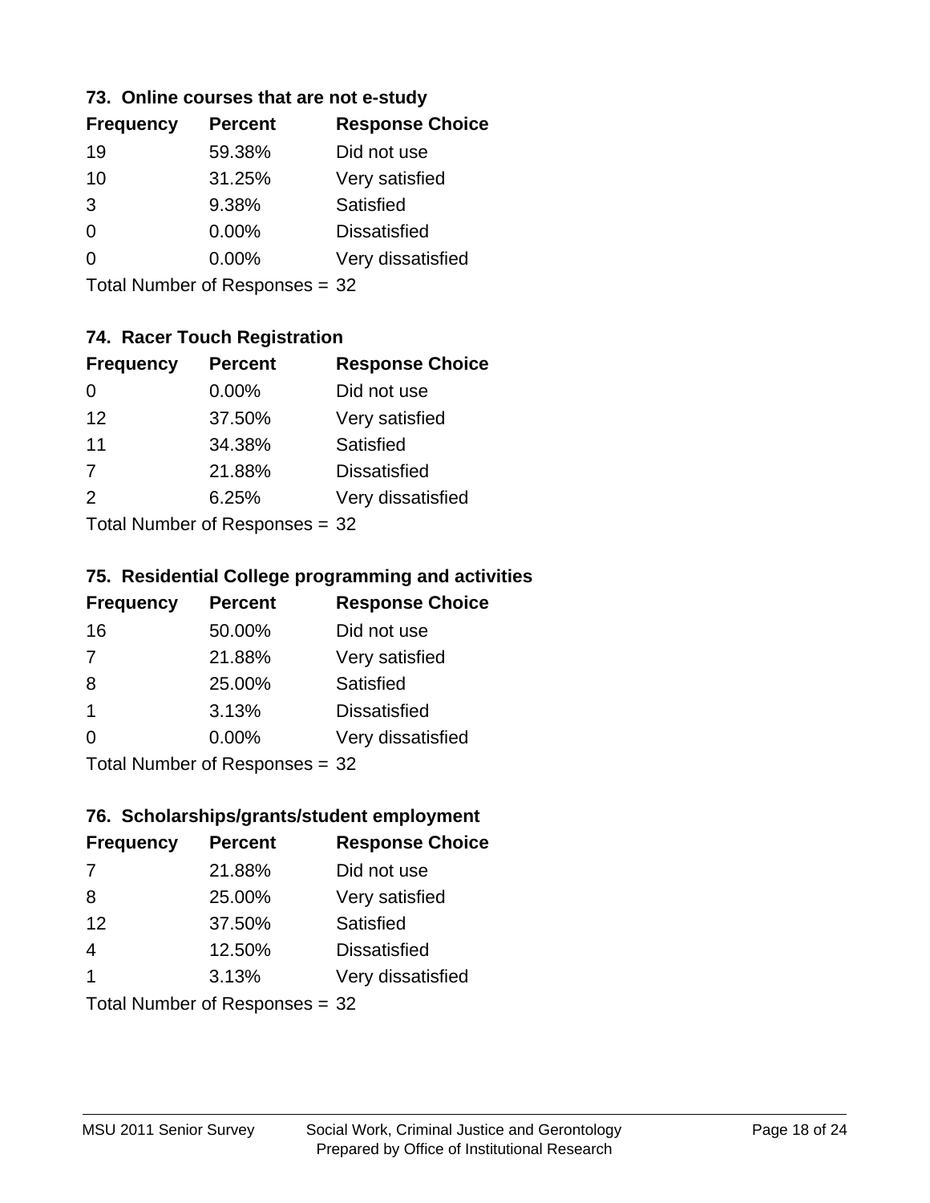### 73. Online courses that are not e-study

| Frequency | Percent | Response Choice |
|---|---|---|
| 19 | 59.38% | Did not use |
| 10 | 31.25% | Very satisfied |
| 3 | 9.38% | Satisfied |
| 0 | 0.00% | Dissatisfied |
| 0 | 0.00% | Very dissatisfied |

Total Number of Responses = 32

### 74. Racer Touch Registration

| Frequency | Percent | Response Choice |
|---|---|---|
| 0 | 0.00% | Did not use |
| 12 | 37.50% | Very satisfied |
| 11 | 34.38% | Satisfied |
| 7 | 21.88% | Dissatisfied |
| 2 | 6.25% | Very dissatisfied |

Total Number of Responses = 32

### 75. Residential College programming and activities

| Frequency | Percent | Response Choice |
|---|---|---|
| 16 | 50.00% | Did not use |
| 7 | 21.88% | Very satisfied |
| 8 | 25.00% | Satisfied |
| 1 | 3.13% | Dissatisfied |
| 0 | 0.00% | Very dissatisfied |

Total Number of Responses = 32

### 76. Scholarships/grants/student employment

| Frequency | Percent | Response Choice |
|---|---|---|
| 7 | 21.88% | Did not use |
| 8 | 25.00% | Very satisfied |
| 12 | 37.50% | Satisfied |
| 4 | 12.50% | Dissatisfied |
| 1 | 3.13% | Very dissatisfied |

Total Number of Responses = 32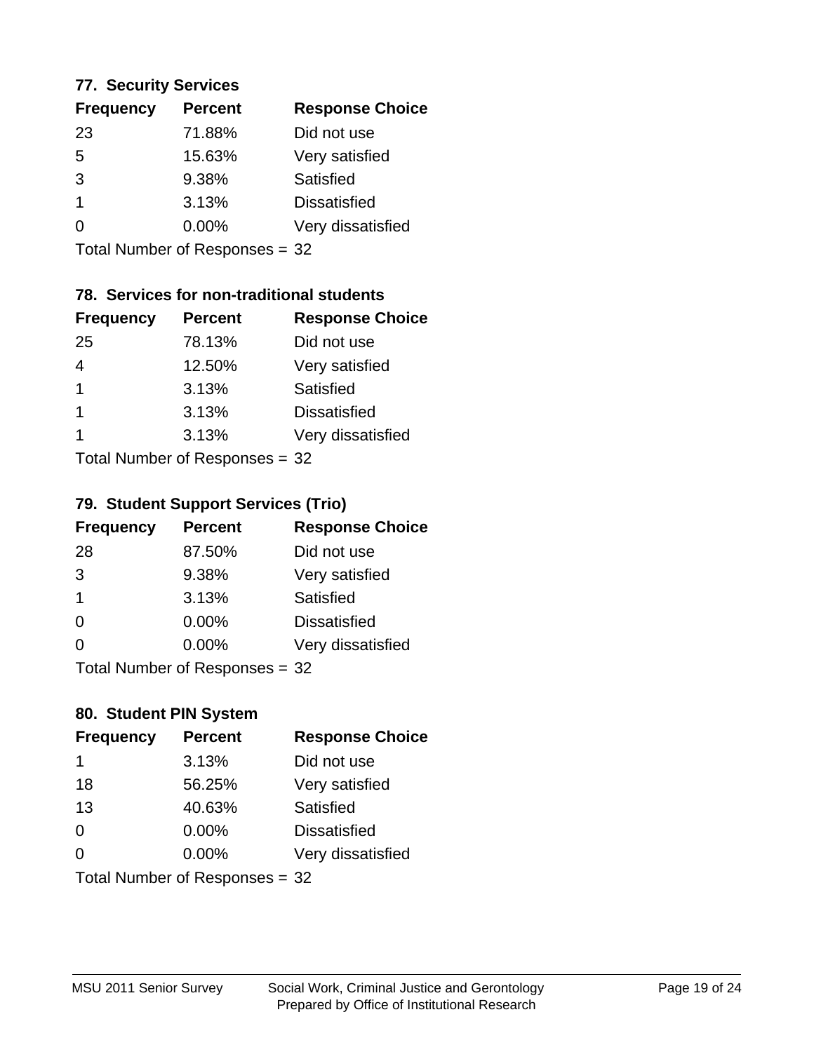### 77. Security Services

| Frequency | Percent | Response Choice |
|---|---|---|
| 23 | 71.88% | Did not use |
| 5 | 15.63% | Very satisfied |
| 3 | 9.38% | Satisfied |
| 1 | 3.13% | Dissatisfied |
| 0 | 0.00% | Very dissatisfied |

Total Number of Responses = 32

### 78. Services for non-traditional students

| Frequency | Percent | Response Choice |
|---|---|---|
| 25 | 78.13% | Did not use |
| 4 | 12.50% | Very satisfied |
| 1 | 3.13% | Satisfied |
| 1 | 3.13% | Dissatisfied |
| 1 | 3.13% | Very dissatisfied |

Total Number of Responses = 32

### 79. Student Support Services (Trio)

| Frequency | Percent | Response Choice |
|---|---|---|
| 28 | 87.50% | Did not use |
| 3 | 9.38% | Very satisfied |
| 1 | 3.13% | Satisfied |
| 0 | 0.00% | Dissatisfied |
| 0 | 0.00% | Very dissatisfied |

Total Number of Responses = 32

### 80. Student PIN System

| Frequency | Percent | Response Choice |
|---|---|---|
| 1 | 3.13% | Did not use |
| 18 | 56.25% | Very satisfied |
| 13 | 40.63% | Satisfied |
| 0 | 0.00% | Dissatisfied |
| 0 | 0.00% | Very dissatisfied |

Total Number of Responses = 32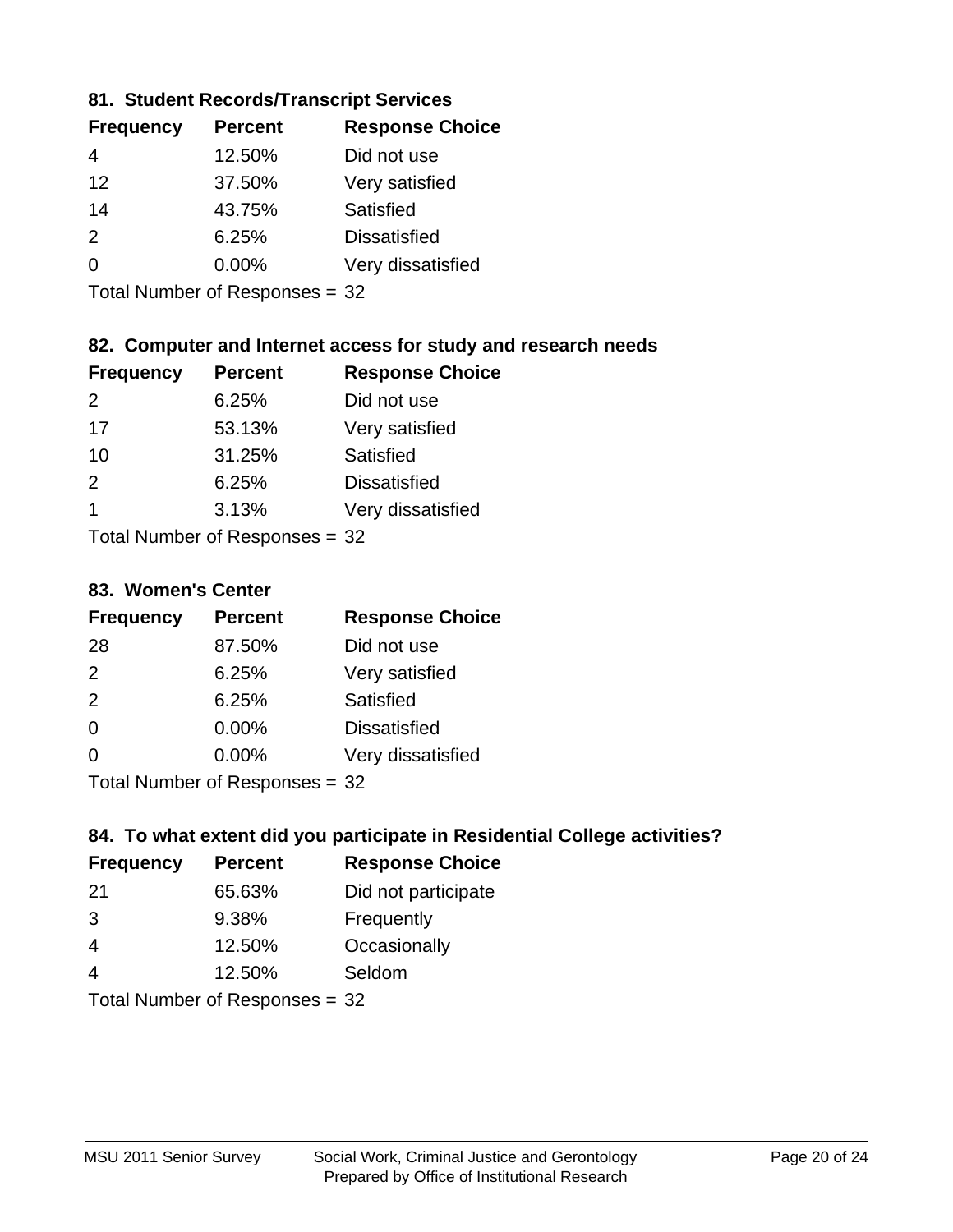### 81. Student Records/Transcript Services

| Frequency | Percent | Response Choice |
|---|---|---|
| 4 | 12.50% | Did not use |
| 12 | 37.50% | Very satisfied |
| 14 | 43.75% | Satisfied |
| 2 | 6.25% | Dissatisfied |
| 0 | 0.00% | Very dissatisfied |

Total Number of Responses = 32

### 82. Computer and Internet access for study and research needs

| Frequency | Percent | Response Choice |
|---|---|---|
| 2 | 6.25% | Did not use |
| 17 | 53.13% | Very satisfied |
| 10 | 31.25% | Satisfied |
| 2 | 6.25% | Dissatisfied |
| 1 | 3.13% | Very dissatisfied |

Total Number of Responses = 32

### 83. Women's Center

| Frequency | Percent | Response Choice |
|---|---|---|
| 28 | 87.50% | Did not use |
| 2 | 6.25% | Very satisfied |
| 2 | 6.25% | Satisfied |
| 0 | 0.00% | Dissatisfied |
| 0 | 0.00% | Very dissatisfied |

Total Number of Responses = 32

### 84. To what extent did you participate in Residential College activities?

| Frequency | Percent | Response Choice |
|---|---|---|
| 21 | 65.63% | Did not participate |
| 3 | 9.38% | Frequently |
| 4 | 12.50% | Occasionally |
| 4 | 12.50% | Seldom |

Total Number of Responses = 32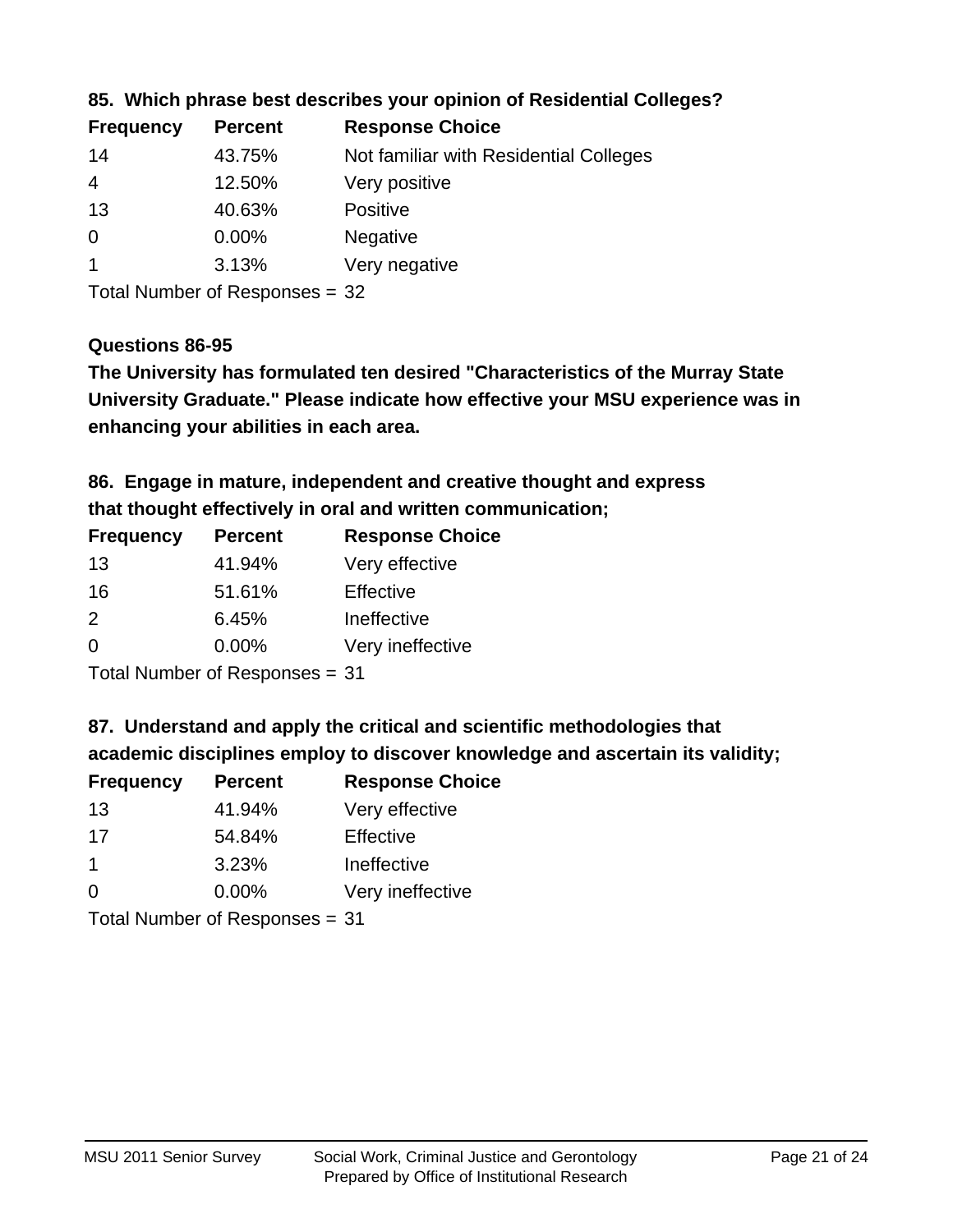### 85. Which phrase best describes your opinion of Residential Colleges?

| Frequency | Percent | Response Choice |
|---|---|---|
| 14 | 43.75% | Not familiar with Residential Colleges |
| 4 | 12.50% | Very positive |
| 13 | 40.63% | Positive |
| 0 | 0.00% | Negative |
| 1 | 3.13% | Very negative |

Total Number of Responses = 32

### Questions 86-95

**The University has formulated ten desired "Characteristics of the Murray State University Graduate." Please indicate how effective your MSU experience was in enhancing your abilities in each area.**

### 86. Engage in mature, independent and creative thought and express that thought effectively in oral and written communication;

| Frequency | Percent | Response Choice |
|---|---|---|
| 13 | 41.94% | Very effective |
| 16 | 51.61% | Effective |
| 2 | 6.45% | Ineffective |
| 0 | 0.00% | Very ineffective |

Total Number of Responses = 31

### 87. Understand and apply the critical and scientific methodologies that academic disciplines employ to discover knowledge and ascertain its validity;

| Frequency | Percent | Response Choice |
|---|---|---|
| 13 | 41.94% | Very effective |
| 17 | 54.84% | Effective |
| 1 | 3.23% | Ineffective |
| 0 | 0.00% | Very ineffective |

Total Number of Responses = 31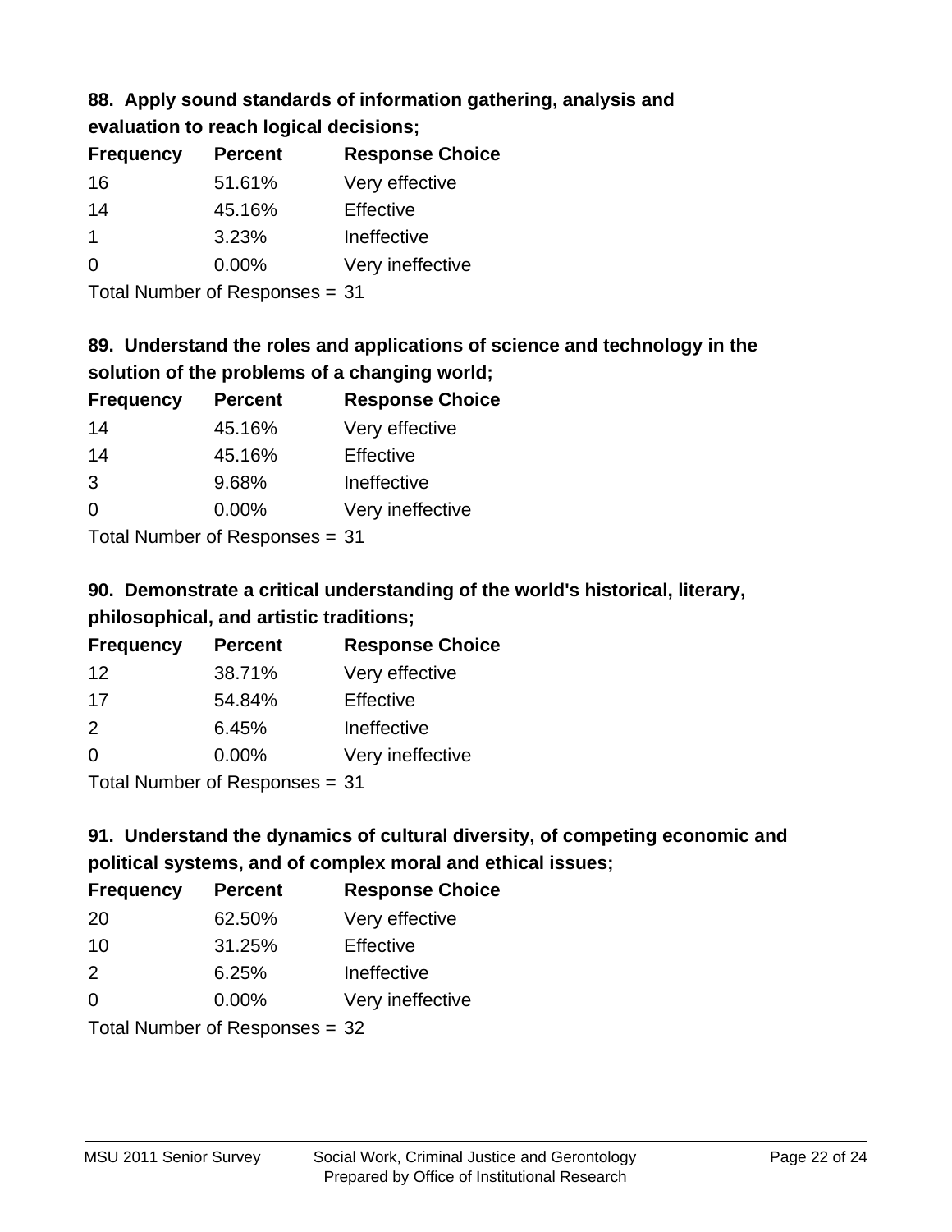### 88. Apply sound standards of information gathering, analysis and evaluation to reach logical decisions;

| Frequency | Percent | Response Choice |
|---|---|---|
| 16 | 51.61% | Very effective |
| 14 | 45.16% | Effective |
| 1 | 3.23% | Ineffective |
| 0 | 0.00% | Very ineffective |

Total Number of Responses = 31

### 89. Understand the roles and applications of science and technology in the solution of the problems of a changing world;

| Frequency | Percent | Response Choice |
|---|---|---|
| 14 | 45.16% | Very effective |
| 14 | 45.16% | Effective |
| 3 | 9.68% | Ineffective |
| 0 | 0.00% | Very ineffective |

Total Number of Responses = 31

### 90. Demonstrate a critical understanding of the world's historical, literary, philosophical, and artistic traditions;

| Frequency | Percent | Response Choice |
|---|---|---|
| 12 | 38.71% | Very effective |
| 17 | 54.84% | Effective |
| 2 | 6.45% | Ineffective |
| 0 | 0.00% | Very ineffective |

Total Number of Responses = 31

### 91. Understand the dynamics of cultural diversity, of competing economic and political systems, and of complex moral and ethical issues;

| Frequency | Percent | Response Choice |
|---|---|---|
| 20 | 62.50% | Very effective |
| 10 | 31.25% | Effective |
| 2 | 6.25% | Ineffective |
| 0 | 0.00% | Very ineffective |

Total Number of Responses = 32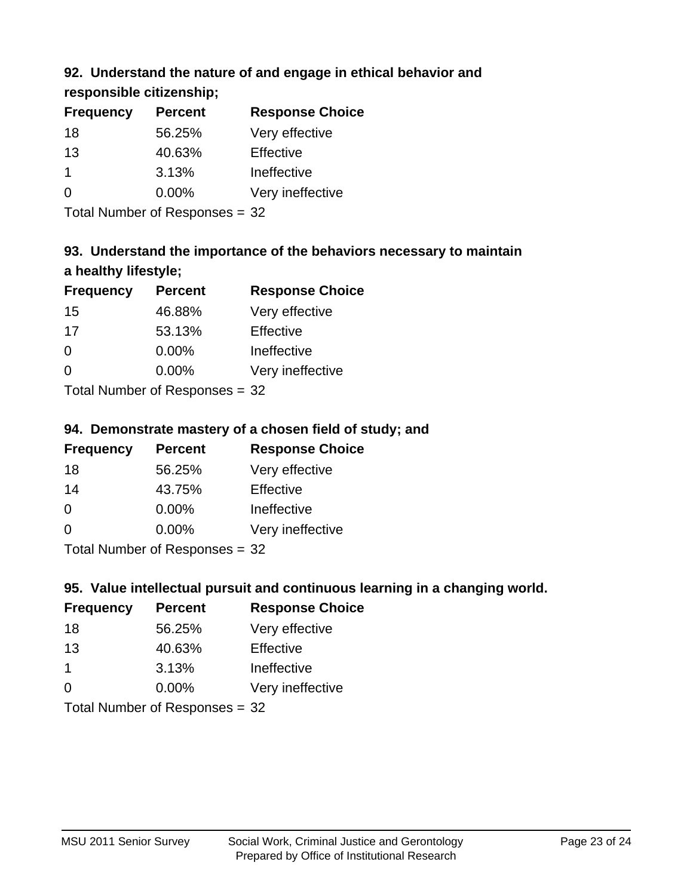### 92. Understand the nature of and engage in ethical behavior and responsible citizenship;

| Frequency | Percent | Response Choice |
|---|---|---|
| 18 | 56.25% | Very effective |
| 13 | 40.63% | Effective |
| 1 | 3.13% | Ineffective |
| 0 | 0.00% | Very ineffective |

Total Number of Responses = 32

### 93. Understand the importance of the behaviors necessary to maintain a healthy lifestyle;

| Frequency | Percent | Response Choice |
|---|---|---|
| 15 | 46.88% | Very effective |
| 17 | 53.13% | Effective |
| 0 | 0.00% | Ineffective |
| 0 | 0.00% | Very ineffective |

Total Number of Responses = 32

### 94. Demonstrate mastery of a chosen field of study; and

| Frequency | Percent | Response Choice |
|---|---|---|
| 18 | 56.25% | Very effective |
| 14 | 43.75% | Effective |
| 0 | 0.00% | Ineffective |
| 0 | 0.00% | Very ineffective |

Total Number of Responses = 32

### 95. Value intellectual pursuit and continuous learning in a changing world.

| Frequency | Percent | Response Choice |
|---|---|---|
| 18 | 56.25% | Very effective |
| 13 | 40.63% | Effective |
| 1 | 3.13% | Ineffective |
| 0 | 0.00% | Very ineffective |

Total Number of Responses = 32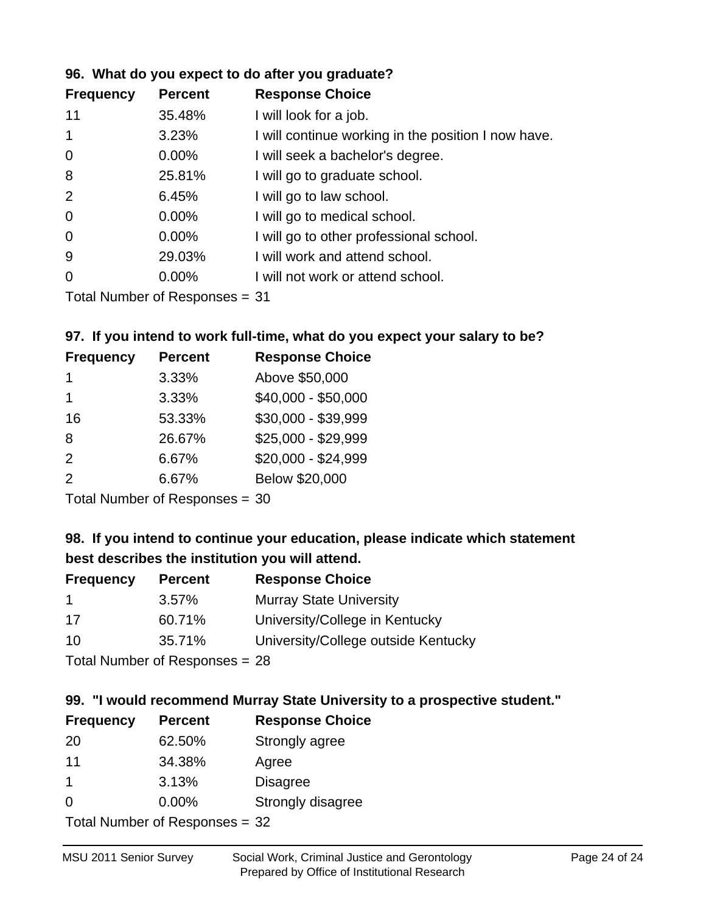### 96. What do you expect to do after you graduate?

| Frequency | Percent | Response Choice |
|---|---|---|
| 11 | 35.48% | I will look for a job. |
| 1 | 3.23% | I will continue working in the position I now have. |
| 0 | 0.00% | I will seek a bachelor's degree. |
| 8 | 25.81% | I will go to graduate school. |
| 2 | 6.45% | I will go to law school. |
| 0 | 0.00% | I will go to medical school. |
| 0 | 0.00% | I will go to other professional school. |
| 9 | 29.03% | I will work and attend school. |
| 0 | 0.00% | I will not work or attend school. |

Total Number of Responses = 31

### 97. If you intend to work full-time, what do you expect your salary to be?

| Frequency | Percent | Response Choice |
|---|---|---|
| 1 | 3.33% | Above $50,000 |
| 1 | 3.33% | $40,000 - $50,000 |
| 16 | 53.33% | $30,000 - $39,999 |
| 8 | 26.67% | $25,000 - $29,999 |
| 2 | 6.67% | $20,000 - $24,999 |
| 2 | 6.67% | Below $20,000 |

Total Number of Responses = 30

### 98. If you intend to continue your education, please indicate which statement best describes the institution you will attend.

| Frequency | Percent | Response Choice |
|---|---|---|
| 1 | 3.57% | Murray State University |
| 17 | 60.71% | University/College in Kentucky |
| 10 | 35.71% | University/College outside Kentucky |

Total Number of Responses = 28

### 99. "I would recommend Murray State University to a prospective student."

| Frequency | Percent | Response Choice |
|---|---|---|
| 20 | 62.50% | Strongly agree |
| 11 | 34.38% | Agree |
| 1 | 3.13% | Disagree |
| 0 | 0.00% | Strongly disagree |

Total Number of Responses = 32